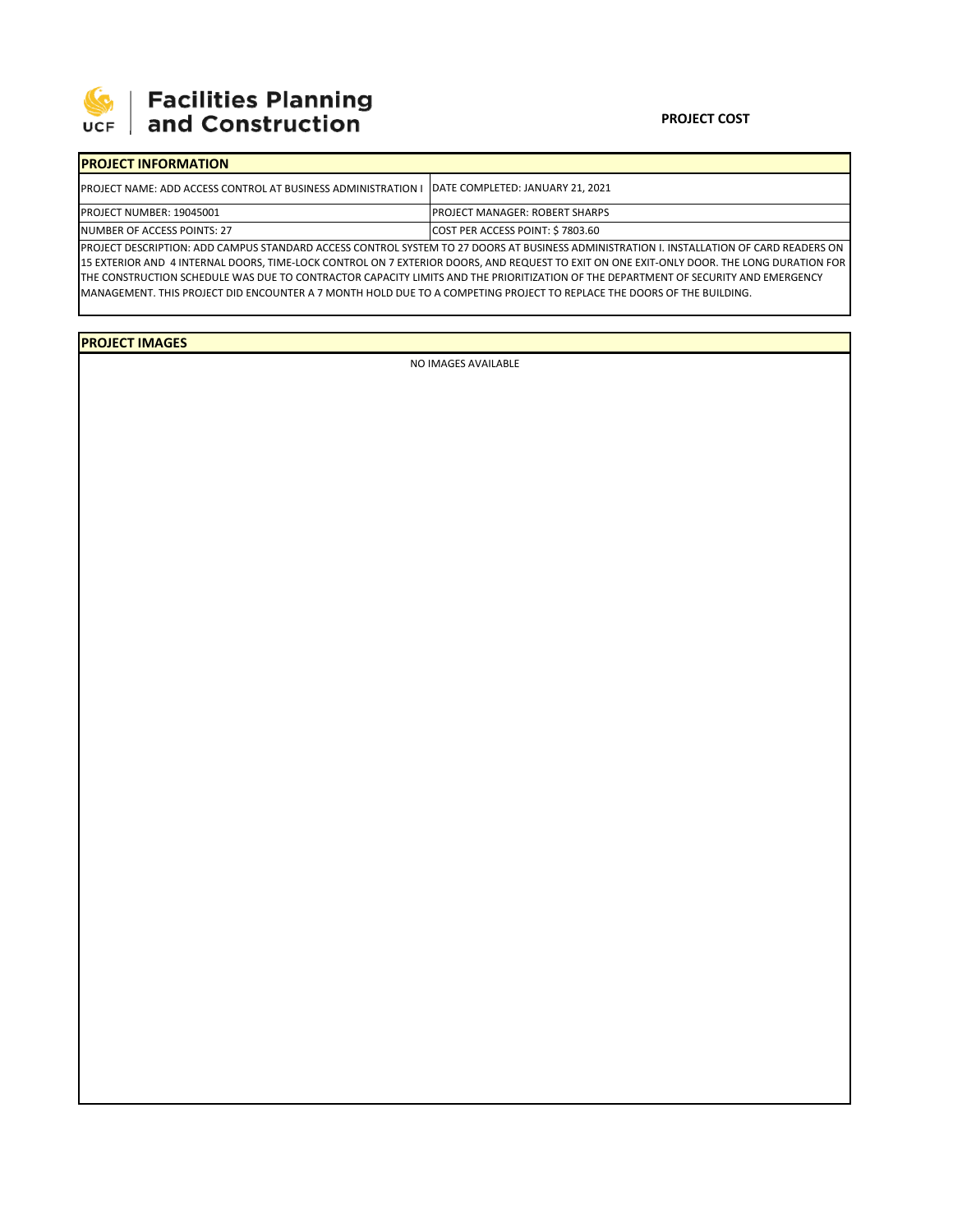Facilities Planning and Construction

**PROJECT COST**

## PROJECT INFORMATION

| | |
|---|---|
| PROJECT NAME: ADD ACCESS CONTROL AT BUSINESS ADMINISTRATION I | DATE COMPLETED: JANUARY 21, 2021 |
| PROJECT NUMBER: 19045001 | PROJECT MANAGER: ROBERT SHARPS |
| NUMBER OF ACCESS POINTS: 27 | COST PER ACCESS POINT: $ 7803.60 |

PROJECT DESCRIPTION: ADD CAMPUS STANDARD ACCESS CONTROL SYSTEM TO 27 DOORS AT BUSINESS ADMINISTRATION I. INSTALLATION OF CARD READERS ON 15 EXTERIOR AND 4 INTERNAL DOORS, TIME-LOCK CONTROL ON 7 EXTERIOR DOORS, AND REQUEST TO EXIT ON ONE EXIT-ONLY DOOR. THE LONG DURATION FOR THE CONSTRUCTION SCHEDULE WAS DUE TO CONTRACTOR CAPACITY LIMITS AND THE PRIORITIZATION OF THE DEPARTMENT OF SECURITY AND EMERGENCY MANAGEMENT. THIS PROJECT DID ENCOUNTER A 7 MONTH HOLD DUE TO A COMPETING PROJECT TO REPLACE THE DOORS OF THE BUILDING.

## PROJECT IMAGES

NO IMAGES AVAILABLE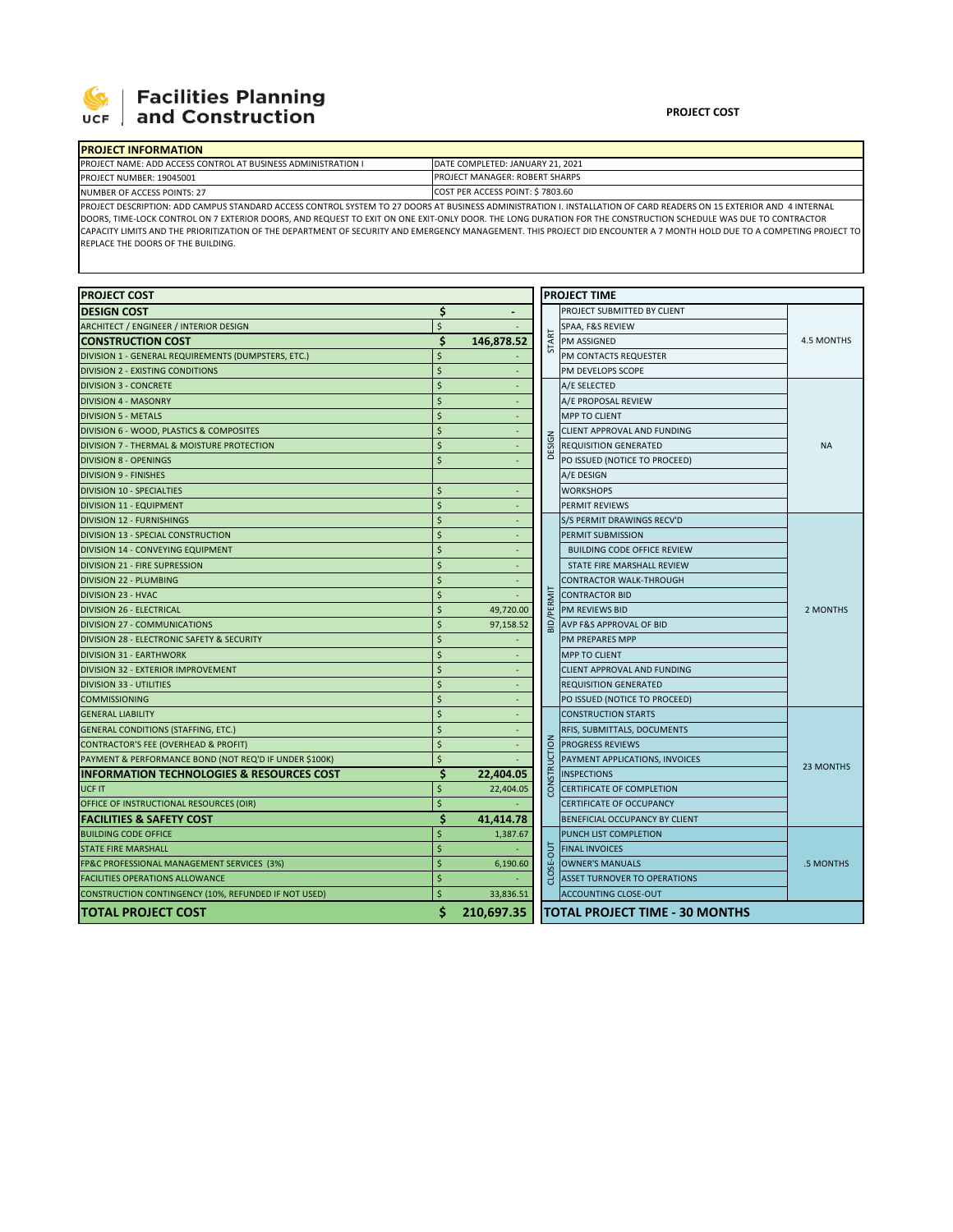**Facilities Planning and Construction**

**PROJECT COST**

| PROJECT INFORMATION | |
|---|---|
| PROJECT NAME: ADD ACCESS CONTROL AT BUSINESS ADMINISTRATION I | DATE COMPLETED: JANUARY 21, 2021 |
| PROJECT NUMBER: 19045001 | PROJECT MANAGER: ROBERT SHARPS |
| NUMBER OF ACCESS POINTS: 27 | COST PER ACCESS POINT: $ 7803.60 |

PROJECT DESCRIPTION: ADD CAMPUS STANDARD ACCESS CONTROL SYSTEM TO 27 DOORS AT BUSINESS ADMINISTRATION I. INSTALLATION OF CARD READERS ON 15 EXTERIOR AND 4 INTERNAL DOORS, TIME-LOCK CONTROL ON 7 EXTERIOR DOORS, AND REQUEST TO EXIT ON ONE EXIT-ONLY DOOR. THE LONG DURATION FOR THE CONSTRUCTION SCHEDULE WAS DUE TO CONTRACTOR CAPACITY LIMITS AND THE PRIORITIZATION OF THE DEPARTMENT OF SECURITY AND EMERGENCY MANAGEMENT. THIS PROJECT DID ENCOUNTER A 7 MONTH HOLD DUE TO A COMPETING PROJECT TO REPLACE THE DOORS OF THE BUILDING.

| PROJECT COST | | PROJECT TIME | | |
|---|---|---|---|---|
| **DESIGN COST** | **$ -** | START | PROJECT SUBMITTED BY CLIENT | 4.5 MONTHS |
| ARCHITECT / ENGINEER / INTERIOR DESIGN | $ - | | SPAA, F&S REVIEW | |
| **CONSTRUCTION COST** | **$ 146,878.52** | | PM ASSIGNED | |
| DIVISION 1 - GENERAL REQUIREMENTS (DUMPSTERS, ETC.) | $ - | | PM CONTACTS REQUESTER | |
| DIVISION 2 - EXISTING CONDITIONS | $ - | | PM DEVELOPS SCOPE | |
| DIVISION 3 - CONCRETE | $ - | DESIGN | A/E SELECTED | NA |
| DIVISION 4 - MASONRY | $ - | | A/E PROPOSAL REVIEW | |
| DIVISION 5 - METALS | $ - | | MPP TO CLIENT | |
| DIVISION 6 - WOOD, PLASTICS & COMPOSITES | $ - | | CLIENT APPROVAL AND FUNDING | |
| DIVISION 7 - THERMAL & MOISTURE PROTECTION | $ - | | REQUISITION GENERATED | |
| DIVISION 8 - OPENINGS | $ - | | PO ISSUED (NOTICE TO PROCEED) | |
| DIVISION 9 - FINISHES | | | A/E DESIGN | |
| DIVISION 10 - SPECIALTIES | $ - | | WORKSHOPS | |
| DIVISION 11 - EQUIPMENT | $ - | | PERMIT REVIEWS | |
| DIVISION 12 - FURNISHINGS | $ - | BID/PERMIT | S/S PERMIT DRAWINGS RECV'D | 2 MONTHS |
| DIVISION 13 - SPECIAL CONSTRUCTION | $ - | | PERMIT SUBMISSION | |
| DIVISION 14 - CONVEYING EQUIPMENT | $ - | | BUILDING CODE OFFICE REVIEW | |
| DIVISION 21 - FIRE SUPRESSION | $ - | | STATE FIRE MARSHALL REVIEW | |
| DIVISION 22 - PLUMBING | $ - | | CONTRACTOR WALK-THROUGH | |
| DIVISION 23 - HVAC | $ - | | CONTRACTOR BID | |
| DIVISION 26 - ELECTRICAL | $ 49,720.00 | | PM REVIEWS BID | |
| DIVISION 27 - COMMUNICATIONS | $ 97,158.52 | | AVP F&S APPROVAL OF BID | |
| DIVISION 28 - ELECTRONIC SAFETY & SECURITY | $ - | | PM PREPARES MPP | |
| DIVISION 31 - EARTHWORK | $ - | | MPP TO CLIENT | |
| DIVISION 32 - EXTERIOR IMPROVEMENT | $ - | | CLIENT APPROVAL AND FUNDING | |
| DIVISION 33 - UTILITIES | $ - | | REQUISITION GENERATED | |
| COMMISSIONING | $ - | | PO ISSUED (NOTICE TO PROCEED) | |
| GENERAL LIABILITY | $ - | CONSTRUCTION | CONSTRUCTION STARTS | 23 MONTHS |
| GENERAL CONDITIONS (STAFFING, ETC.) | $ - | | RFIS, SUBMITTALS, DOCUMENTS | |
| CONTRACTOR'S FEE (OVERHEAD & PROFIT) | $ - | | PROGRESS REVIEWS | |
| PAYMENT & PERFORMANCE BOND (NOT REQ'D IF UNDER $100K) | $ - | | PAYMENT APPLICATIONS, INVOICES | |
| **INFORMATION TECHNOLOGIES & RESOURCES COST** | **$ 22,404.05** | | INSPECTIONS | |
| UCF IT | $ 22,404.05 | | CERTIFICATE OF COMPLETION | |
| OFFICE OF INSTRUCTIONAL RESOURCES (OIR) | $ - | | CERTIFICATE OF OCCUPANCY | |
| **FACILITIES & SAFETY COST** | **$ 41,414.78** | | BENEFICIAL OCCUPANCY BY CLIENT | |
| BUILDING CODE OFFICE | $ 1,387.67 | CLOSE-OUT | PUNCH LIST COMPLETION | .5 MONTHS |
| STATE FIRE MARSHALL | $ - | | FINAL INVOICES | |
| FP&C PROFESSIONAL MANAGEMENT SERVICES (3%) | $ 6,190.60 | | OWNER'S MANUALS | |
| FACILITIES OPERATIONS ALLOWANCE | $ - | | ASSET TURNOVER TO OPERATIONS | |
| CONSTRUCTION CONTINGENCY (10%, REFUNDED IF NOT USED) | $ 33,836.51 | | ACCOUNTING CLOSE-OUT | |
| **TOTAL PROJECT COST** | **$ 210,697.35** | **TOTAL PROJECT TIME - 30 MONTHS** | | |